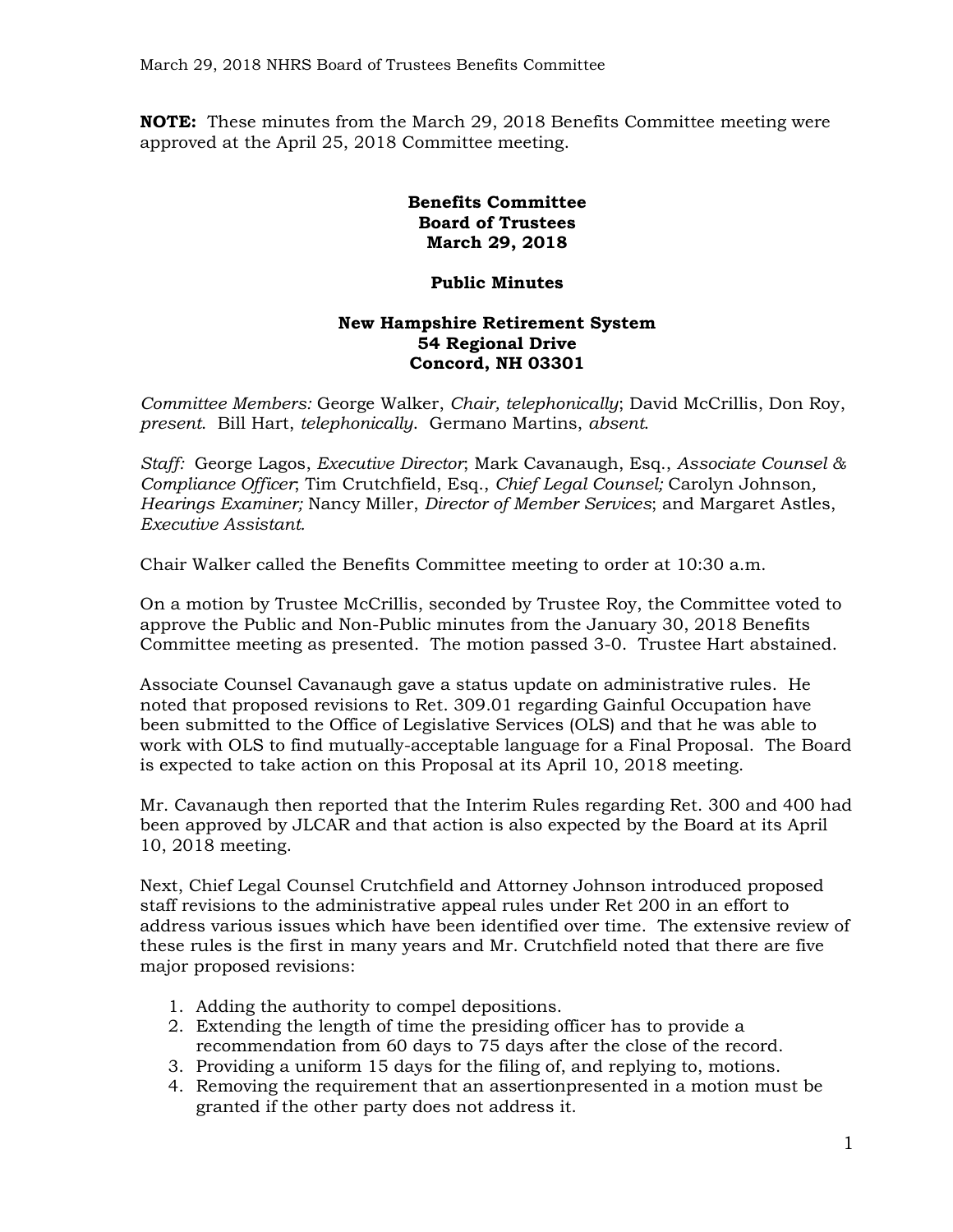**NOTE:** These minutes from the March 29, 2018 Benefits Committee meeting were approved at the April 25, 2018 Committee meeting.

**Benefits Committee**
**Board of Trustees**
**March 29, 2018**

**Public Minutes**

**New Hampshire Retirement System**
**54 Regional Drive**
**Concord, NH 03301**

*Committee Members:* George Walker, *Chair, telephonically*; David McCrillis, Don Roy, *present*. Bill Hart, *telephonically*. Germano Martins, *absent*.

*Staff:* George Lagos, *Executive Director*; Mark Cavanaugh, Esq., *Associate Counsel & Compliance Officer*; Tim Crutchfield, Esq., *Chief Legal Counsel;* Carolyn Johnson*, Hearings Examiner;* Nancy Miller, *Director of Member Services*; and Margaret Astles, *Executive Assistant*.

Chair Walker called the Benefits Committee meeting to order at 10:30 a.m.

On a motion by Trustee McCrillis, seconded by Trustee Roy, the Committee voted to approve the Public and Non-Public minutes from the January 30, 2018 Benefits Committee meeting as presented. The motion passed 3-0. Trustee Hart abstained.

Associate Counsel Cavanaugh gave a status update on administrative rules. He noted that proposed revisions to Ret. 309.01 regarding Gainful Occupation have been submitted to the Office of Legislative Services (OLS) and that he was able to work with OLS to find mutually-acceptable language for a Final Proposal. The Board is expected to take action on this Proposal at its April 10, 2018 meeting.

Mr. Cavanaugh then reported that the Interim Rules regarding Ret. 300 and 400 had been approved by JLCAR and that action is also expected by the Board at its April 10, 2018 meeting.

Next, Chief Legal Counsel Crutchfield and Attorney Johnson introduced proposed staff revisions to the administrative appeal rules under Ret 200 in an effort to address various issues which have been identified over time. The extensive review of these rules is the first in many years and Mr. Crutchfield noted that there are five major proposed revisions:

1. Adding the authority to compel depositions.
2. Extending the length of time the presiding officer has to provide a recommendation from 60 days to 75 days after the close of the record.
3. Providing a uniform 15 days for the filing of, and replying to, motions.
4. Removing the requirement that an assertionpresented in a motion must be granted if the other party does not address it.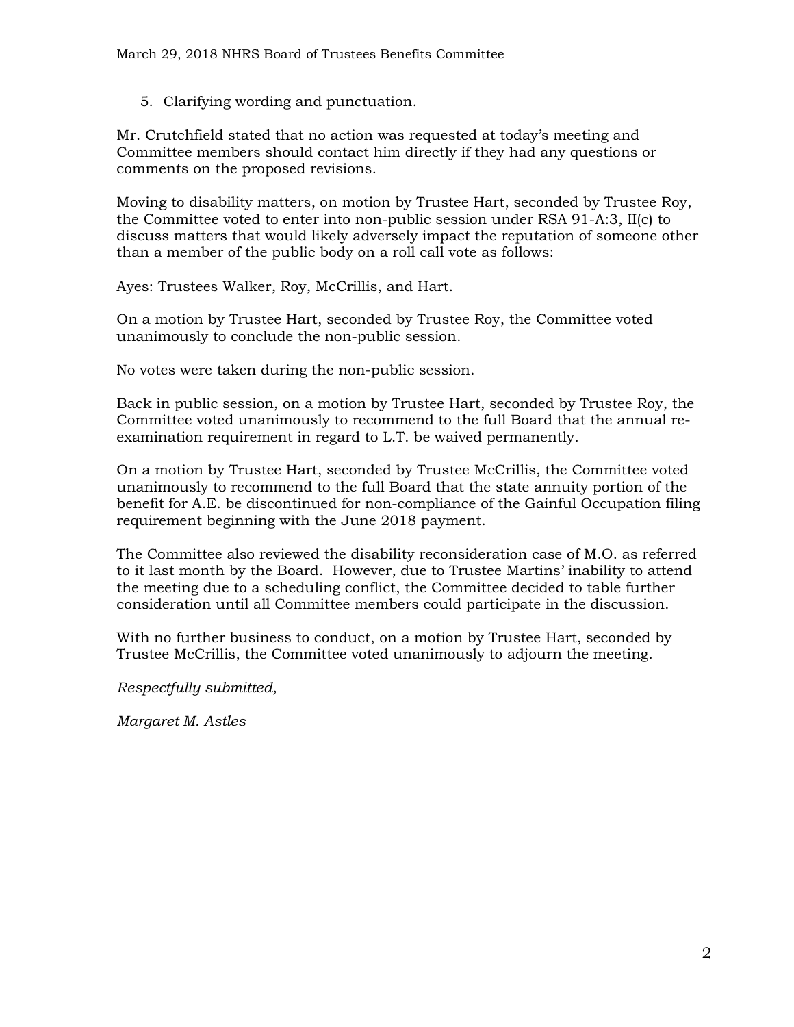5. Clarifying wording and punctuation.

Mr. Crutchfield stated that no action was requested at today's meeting and Committee members should contact him directly if they had any questions or comments on the proposed revisions.

Moving to disability matters, on motion by Trustee Hart, seconded by Trustee Roy, the Committee voted to enter into non-public session under RSA 91-A:3, II(c) to discuss matters that would likely adversely impact the reputation of someone other than a member of the public body on a roll call vote as follows:

Ayes: Trustees Walker, Roy, McCrillis, and Hart.

On a motion by Trustee Hart, seconded by Trustee Roy, the Committee voted unanimously to conclude the non-public session.

No votes were taken during the non-public session.

Back in public session, on a motion by Trustee Hart, seconded by Trustee Roy, the Committee voted unanimously to recommend to the full Board that the annual re-examination requirement in regard to L.T. be waived permanently.

On a motion by Trustee Hart, seconded by Trustee McCrillis, the Committee voted unanimously to recommend to the full Board that the state annuity portion of the benefit for A.E. be discontinued for non-compliance of the Gainful Occupation filing requirement beginning with the June 2018 payment.

The Committee also reviewed the disability reconsideration case of M.O. as referred to it last month by the Board. However, due to Trustee Martins' inability to attend the meeting due to a scheduling conflict, the Committee decided to table further consideration until all Committee members could participate in the discussion.

With no further business to conduct, on a motion by Trustee Hart, seconded by Trustee McCrillis, the Committee voted unanimously to adjourn the meeting.

*Respectfully submitted,*

*Margaret M. Astles*